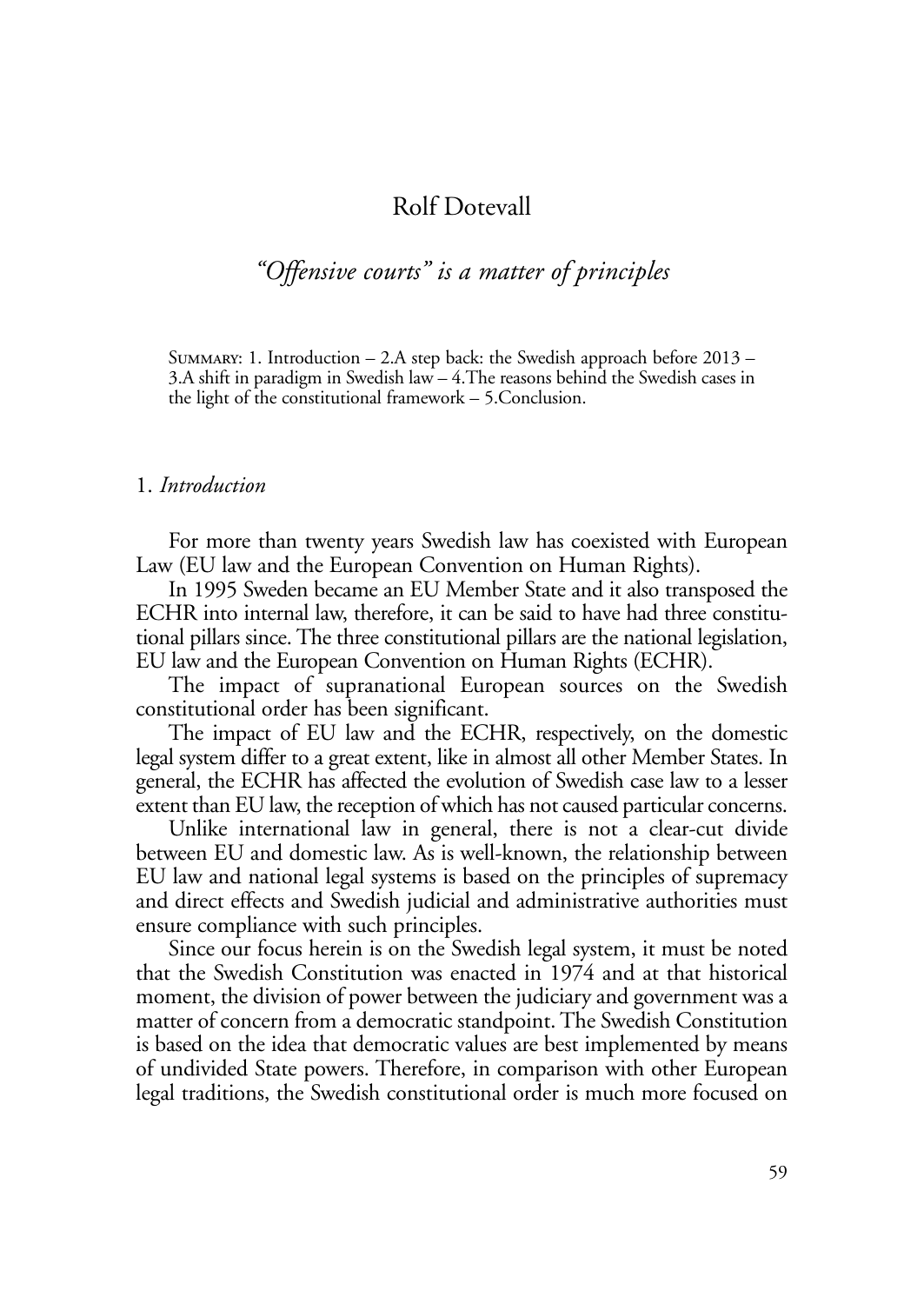# Rolf Dotevall

## *"Offensive courts" is a matter of principles*

Summary: 1. Introduction – 2.A step back: the Swedish approach before 2013 – 3.A shift in paradigm in Swedish law – 4.The reasons behind the Swedish cases in the light of the constitutional framework – 5.Conclusion.

### 1. *Introduction*

For more than twenty years Swedish law has coexisted with European Law (EU law and the European Convention on Human Rights).

In 1995 Sweden became an EU Member State and it also transposed the ECHR into internal law, therefore, it can be said to have had three constitutional pillars since. The three constitutional pillars are the national legislation, EU law and the European Convention on Human Rights (ECHR).

The impact of supranational European sources on the Swedish constitutional order has been significant.

The impact of EU law and the ECHR, respectively, on the domestic legal system differ to a great extent, like in almost all other Member States. In general, the ECHR has affected the evolution of Swedish case law to a lesser extent than EU law, the reception of which has not caused particular concerns.

Unlike international law in general, there is not a clear-cut divide between EU and domestic law. As is well-known, the relationship between EU law and national legal systems is based on the principles of supremacy and direct effects and Swedish judicial and administrative authorities must ensure compliance with such principles.

Since our focus herein is on the Swedish legal system, it must be noted that the Swedish Constitution was enacted in 1974 and at that historical moment, the division of power between the judiciary and government was a matter of concern from a democratic standpoint. The Swedish Constitution is based on the idea that democratic values are best implemented by means of undivided State powers. Therefore, in comparison with other European legal traditions, the Swedish constitutional order is much more focused on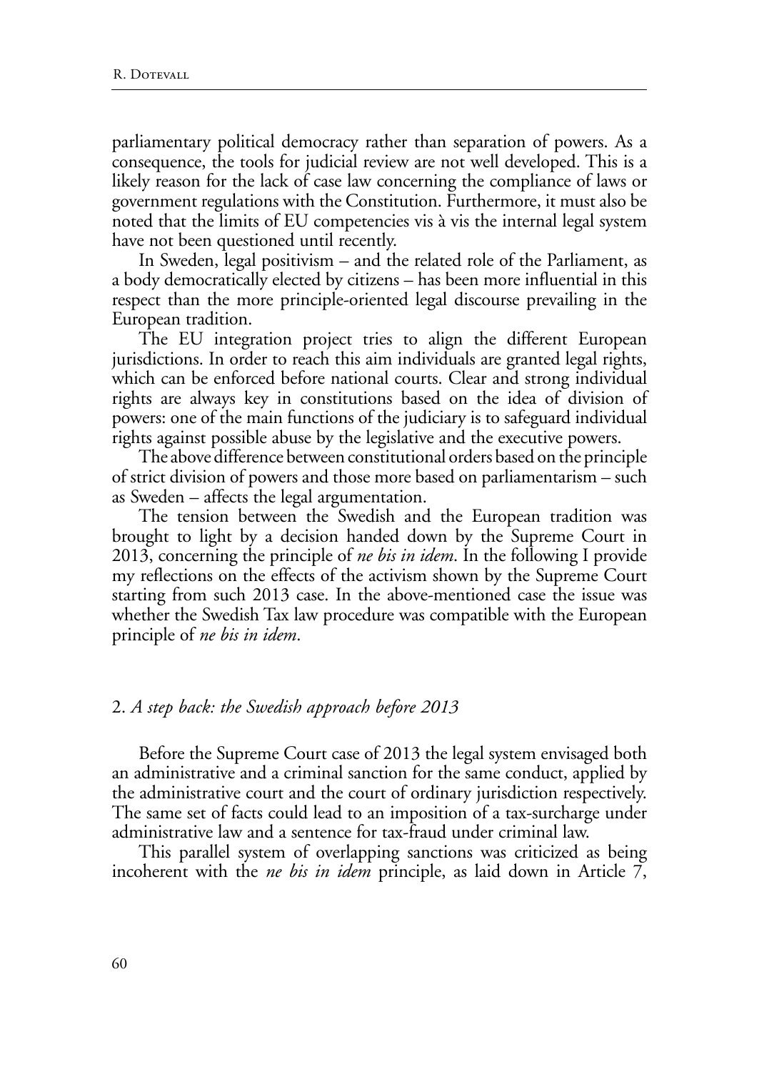parliamentary political democracy rather than separation of powers. As a consequence, the tools for judicial review are not well developed. This is a likely reason for the lack of case law concerning the compliance of laws or government regulations with the Constitution. Furthermore, it must also be noted that the limits of EU competencies vis à vis the internal legal system have not been questioned until recently.

In Sweden, legal positivism – and the related role of the Parliament, as a body democratically elected by citizens – has been more influential in this respect than the more principle-oriented legal discourse prevailing in the European tradition.

The EU integration project tries to align the different European jurisdictions. In order to reach this aim individuals are granted legal rights, which can be enforced before national courts. Clear and strong individual rights are always key in constitutions based on the idea of division of powers: one of the main functions of the judiciary is to safeguard individual rights against possible abuse by the legislative and the executive powers.

The above difference between constitutional orders based on the principle of strict division of powers and those more based on parliamentarism – such as Sweden – affects the legal argumentation.

The tension between the Swedish and the European tradition was brought to light by a decision handed down by the Supreme Court in 2013, concerning the principle of *ne bis in idem*. In the following I provide my reflections on the effects of the activism shown by the Supreme Court starting from such 2013 case. In the above-mentioned case the issue was whether the Swedish Tax law procedure was compatible with the European principle of *ne bis in idem*.

## 2. *A step back: the Swedish approach before 2013*

Before the Supreme Court case of 2013 the legal system envisaged both an administrative and a criminal sanction for the same conduct, applied by the administrative court and the court of ordinary jurisdiction respectively. The same set of facts could lead to an imposition of a tax-surcharge under administrative law and a sentence for tax-fraud under criminal law.

This parallel system of overlapping sanctions was criticized as being incoherent with the *ne bis in idem* principle, as laid down in Article 7,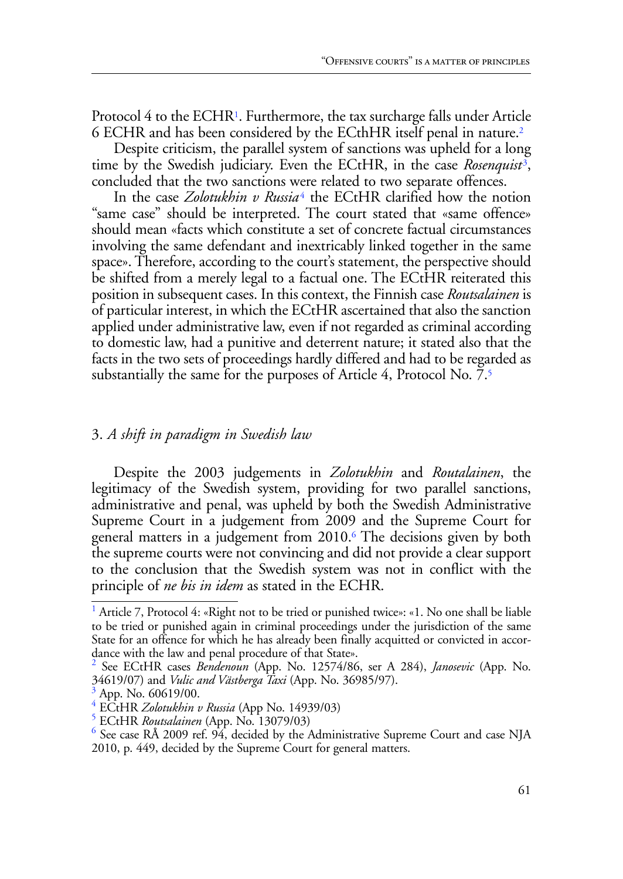Protocol 4 to the ECHR[1]. Furthermore, the tax surcharge falls under Article 6 ECHR and has been considered by the ECthHR itself penal in nature.[2]

Despite criticism, the parallel system of sanctions was upheld for a long time by the Swedish judiciary. Even the ECtHR, in the case *Rosenquist*[3], concluded that the two sanctions were related to two separate offences.

In the case *Zolotukhin v Russia*[4] the ECtHR clarified how the notion "same case" should be interpreted. The court stated that «same offence» should mean «facts which constitute a set of concrete factual circumstances involving the same defendant and inextricably linked together in the same space». Therefore, according to the court's statement, the perspective should be shifted from a merely legal to a factual one. The ECtHR reiterated this position in subsequent cases. In this context, the Finnish case *Routsalainen* is of particular interest, in which the ECtHR ascertained that also the sanction applied under administrative law, even if not regarded as criminal according to domestic law, had a punitive and deterrent nature; it stated also that the facts in the two sets of proceedings hardly differed and had to be regarded as substantially the same for the purposes of Article 4, Protocol No. 7.[5]

## 3. *A shift in paradigm in Swedish law*

Despite the 2003 judgements in *Zolotukhin* and *Routalainen*, the legitimacy of the Swedish system, providing for two parallel sanctions, administrative and penal, was upheld by both the Swedish Administrative Supreme Court in a judgement from 2009 and the Supreme Court for general matters in a judgement from 2010.[6] The decisions given by both the supreme courts were not convincing and did not provide a clear support to the conclusion that the Swedish system was not in conflict with the principle of *ne bis in idem* as stated in the ECHR.

---

[1] Article 7, Protocol 4: «Right not to be tried or punished twice»: «1. No one shall be liable to be tried or punished again in criminal proceedings under the jurisdiction of the same State for an offence for which he has already been finally acquitted or convicted in accordance with the law and penal procedure of that State».

[2] See ECtHR cases *Bendenoun* (App. No. 12574/86, ser A 284), *Janosevic* (App. No. 34619/07) and *Vulic and Västberga Taxi* (App. No. 36985/97).

[3] App. No. 60619/00.

[4] ECtHR *Zolotukhin v Russia* (App No. 14939/03)

[5] ECtHR *Routsalainen* (App. No. 13079/03)

[6] See case RÅ 2009 ref. 94, decided by the Administrative Supreme Court and case NJA 2010, p. 449, decided by the Supreme Court for general matters.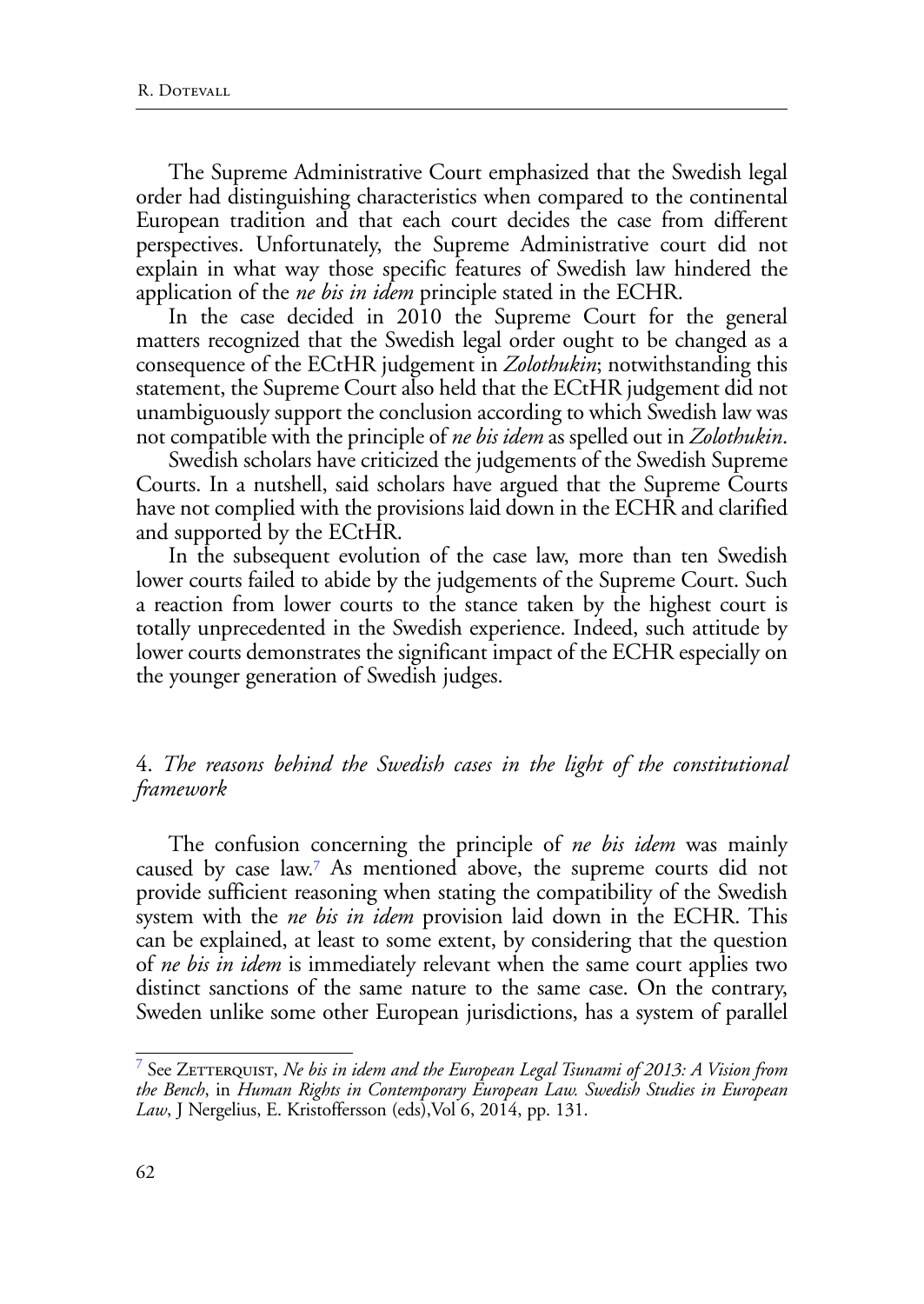The Supreme Administrative Court emphasized that the Swedish legal order had distinguishing characteristics when compared to the continental European tradition and that each court decides the case from different perspectives. Unfortunately, the Supreme Administrative court did not explain in what way those specific features of Swedish law hindered the application of the *ne bis in idem* principle stated in the ECHR.

In the case decided in 2010 the Supreme Court for the general matters recognized that the Swedish legal order ought to be changed as a consequence of the ECtHR judgement in *Zolothukin*; notwithstanding this statement, the Supreme Court also held that the ECtHR judgement did not unambiguously support the conclusion according to which Swedish law was not compatible with the principle of *ne bis idem* as spelled out in *Zolothukin*.

Swedish scholars have criticized the judgements of the Swedish Supreme Courts. In a nutshell, said scholars have argued that the Supreme Courts have not complied with the provisions laid down in the ECHR and clarified and supported by the ECtHR.

In the subsequent evolution of the case law, more than ten Swedish lower courts failed to abide by the judgements of the Supreme Court. Such a reaction from lower courts to the stance taken by the highest court is totally unprecedented in the Swedish experience. Indeed, such attitude by lower courts demonstrates the significant impact of the ECHR especially on the younger generation of Swedish judges.

## 4. *The reasons behind the Swedish cases in the light of the constitutional framework*

The confusion concerning the principle of *ne bis idem* was mainly caused by case law.[7] As mentioned above, the supreme courts did not provide sufficient reasoning when stating the compatibility of the Swedish system with the *ne bis in idem* provision laid down in the ECHR. This can be explained, at least to some extent, by considering that the question of *ne bis in idem* is immediately relevant when the same court applies two distinct sanctions of the same nature to the same case. On the contrary, Sweden unlike some other European jurisdictions, has a system of parallel

---

[7] See Zetterquist, *Ne bis in idem and the European Legal Tsunami of 2013: A Vision from the Bench*, in *Human Rights in Contemporary European Law. Swedish Studies in European Law*, J Nergelius, E. Kristoffersson (eds),Vol 6, 2014, pp. 131.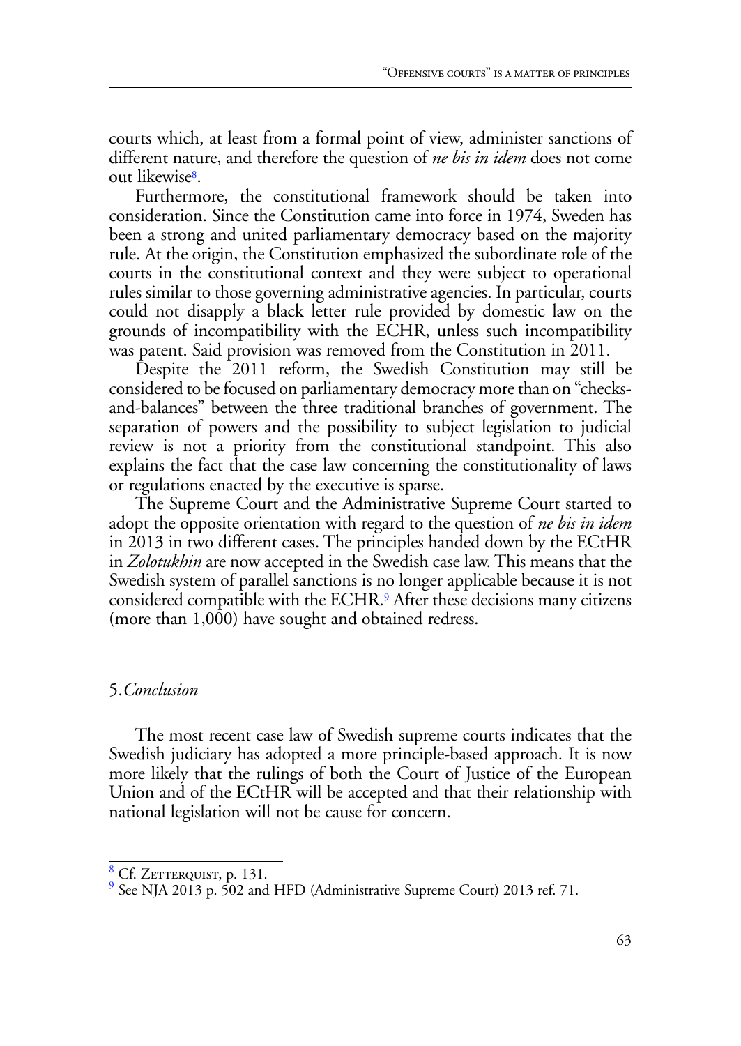courts which, at least from a formal point of view, administer sanctions of different nature, and therefore the question of *ne bis in idem* does not come out likewise[8].

Furthermore, the constitutional framework should be taken into consideration. Since the Constitution came into force in 1974, Sweden has been a strong and united parliamentary democracy based on the majority rule. At the origin, the Constitution emphasized the subordinate role of the courts in the constitutional context and they were subject to operational rules similar to those governing administrative agencies. In particular, courts could not disapply a black letter rule provided by domestic law on the grounds of incompatibility with the ECHR, unless such incompatibility was patent. Said provision was removed from the Constitution in 2011.

Despite the 2011 reform, the Swedish Constitution may still be considered to be focused on parliamentary democracy more than on "checks-and-balances" between the three traditional branches of government. The separation of powers and the possibility to subject legislation to judicial review is not a priority from the constitutional standpoint. This also explains the fact that the case law concerning the constitutionality of laws or regulations enacted by the executive is sparse.

The Supreme Court and the Administrative Supreme Court started to adopt the opposite orientation with regard to the question of *ne bis in idem* in 2013 in two different cases. The principles handed down by the ECtHR in *Zolotukhin* are now accepted in the Swedish case law. This means that the Swedish system of parallel sanctions is no longer applicable because it is not considered compatible with the ECHR.[9] After these decisions many citizens (more than 1,000) have sought and obtained redress.

## 5. *Conclusion*

The most recent case law of Swedish supreme courts indicates that the Swedish judiciary has adopted a more principle-based approach. It is now more likely that the rulings of both the Court of Justice of the European Union and of the ECtHR will be accepted and that their relationship with national legislation will not be cause for concern.

---

[8] Cf. Zetterquist, p. 131.

[9] See NJA 2013 p. 502 and HFD (Administrative Supreme Court) 2013 ref. 71.